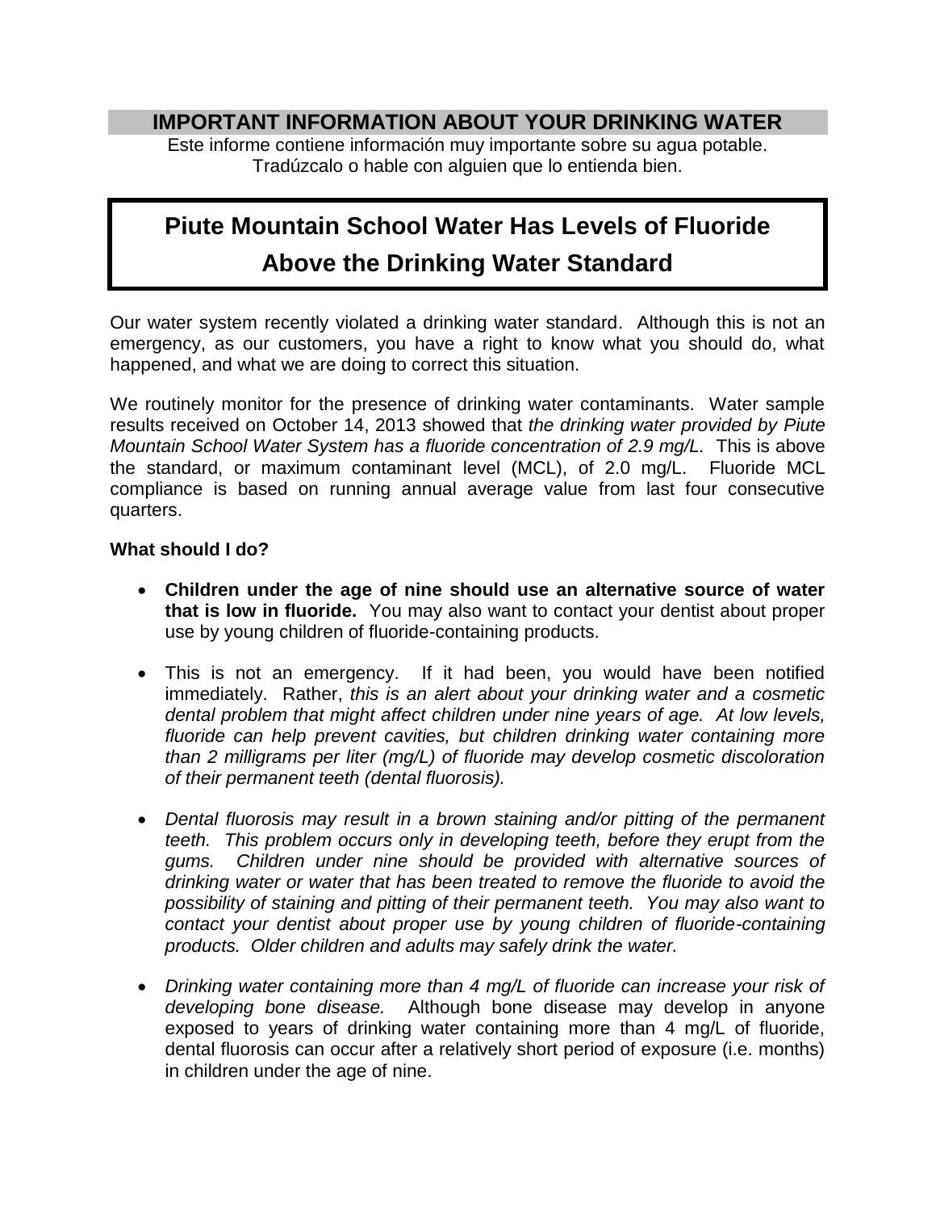## IMPORTANT INFORMATION ABOUT YOUR DRINKING WATER

Este informe contiene información muy importante sobre su agua potable.
Tradúzcalo o hable con alguien que lo entienda bien.

# Piute Mountain School Water Has Levels of Fluoride Above the Drinking Water Standard

Our water system recently violated a drinking water standard. Although this is not an emergency, as our customers, you have a right to know what you should do, what happened, and what we are doing to correct this situation.

We routinely monitor for the presence of drinking water contaminants. Water sample results received on October 14, 2013 showed that *the drinking water provided by Piute Mountain School Water System has a fluoride concentration of 2.9 mg/L.* This is above the standard, or maximum contaminant level (MCL), of 2.0 mg/L. Fluoride MCL compliance is based on running annual average value from last four consecutive quarters.

**What should I do?**

- **Children under the age of nine should use an alternative source of water that is low in fluoride.** You may also want to contact your dentist about proper use by young children of fluoride-containing products.
- This is not an emergency. If it had been, you would have been notified immediately. Rather, *this is an alert about your drinking water and a cosmetic dental problem that might affect children under nine years of age. At low levels, fluoride can help prevent cavities, but children drinking water containing more than 2 milligrams per liter (mg/L) of fluoride may develop cosmetic discoloration of their permanent teeth (dental fluorosis).*
- *Dental fluorosis may result in a brown staining and/or pitting of the permanent teeth. This problem occurs only in developing teeth, before they erupt from the gums. Children under nine should be provided with alternative sources of drinking water or water that has been treated to remove the fluoride to avoid the possibility of staining and pitting of their permanent teeth. You may also want to contact your dentist about proper use by young children of fluoride-containing products. Older children and adults may safely drink the water.*
- *Drinking water containing more than 4 mg/L of fluoride can increase your risk of developing bone disease.* Although bone disease may develop in anyone exposed to years of drinking water containing more than 4 mg/L of fluoride, dental fluorosis can occur after a relatively short period of exposure (i.e. months) in children under the age of nine.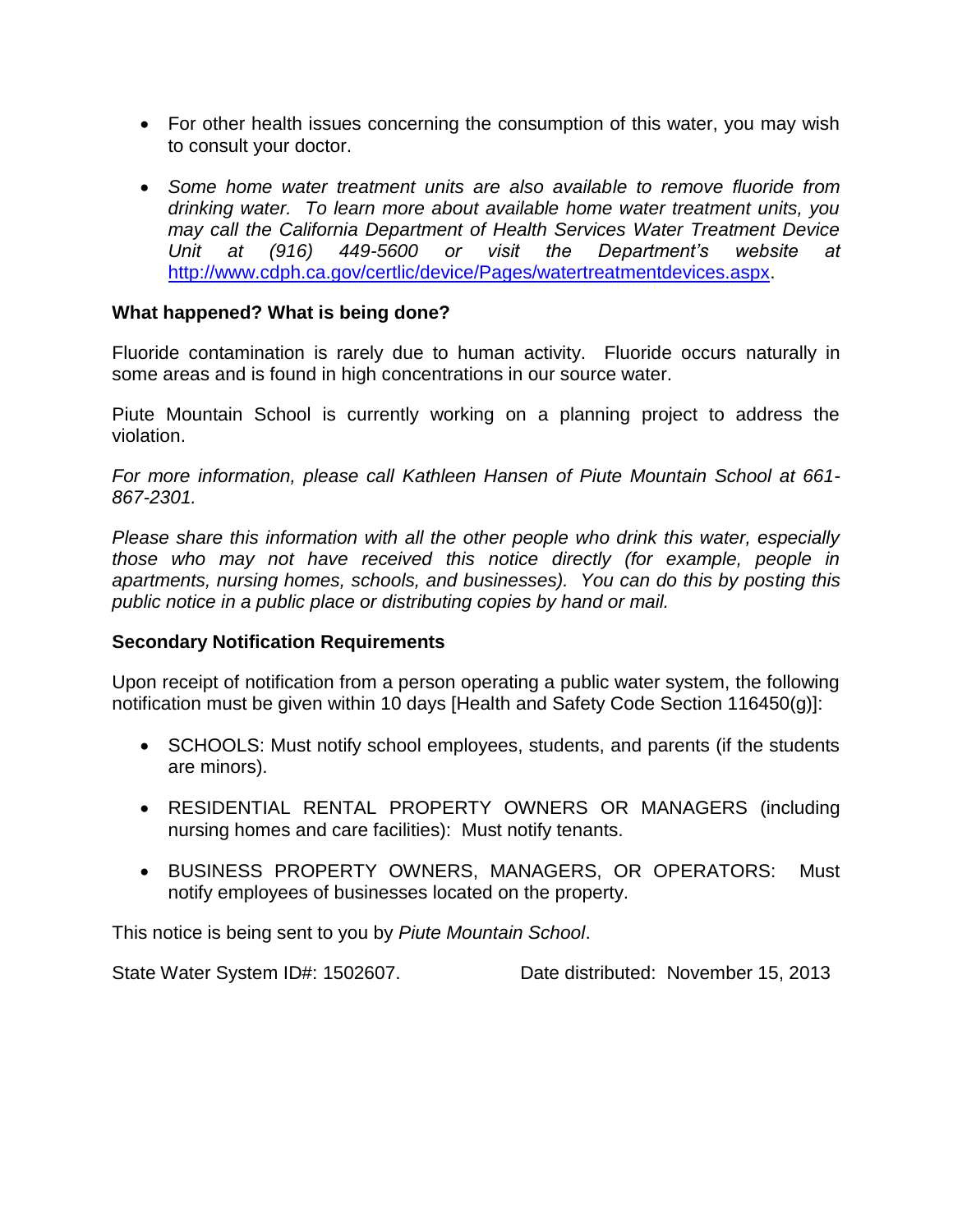- For other health issues concerning the consumption of this water, you may wish to consult your doctor.

- *Some home water treatment units are also available to remove fluoride from drinking water. To learn more about available home water treatment units, you may call the California Department of Health Services Water Treatment Device Unit at (916) 449-5600 or visit the Department's website at* [http://www.cdph.ca.gov/certlic/device/Pages/watertreatmentdevices.aspx](http://www.cdph.ca.gov/certlic/device/Pages/watertreatmentdevices.aspx).

**What happened? What is being done?**

Fluoride contamination is rarely due to human activity. Fluoride occurs naturally in some areas and is found in high concentrations in our source water.

Piute Mountain School is currently working on a planning project to address the violation.

*For more information, please call Kathleen Hansen of Piute Mountain School at 661-867-2301.*

*Please share this information with all the other people who drink this water, especially those who may not have received this notice directly (for example, people in apartments, nursing homes, schools, and businesses). You can do this by posting this public notice in a public place or distributing copies by hand or mail.*

**Secondary Notification Requirements**

Upon receipt of notification from a person operating a public water system, the following notification must be given within 10 days [Health and Safety Code Section 116450(g)]:

- SCHOOLS: Must notify school employees, students, and parents (if the students are minors).

- RESIDENTIAL RENTAL PROPERTY OWNERS OR MANAGERS (including nursing homes and care facilities): Must notify tenants.

- BUSINESS PROPERTY OWNERS, MANAGERS, OR OPERATORS: Must notify employees of businesses located on the property.

This notice is being sent to you by *Piute Mountain School*.

State Water System ID#: 1502607. Date distributed: November 15, 2013